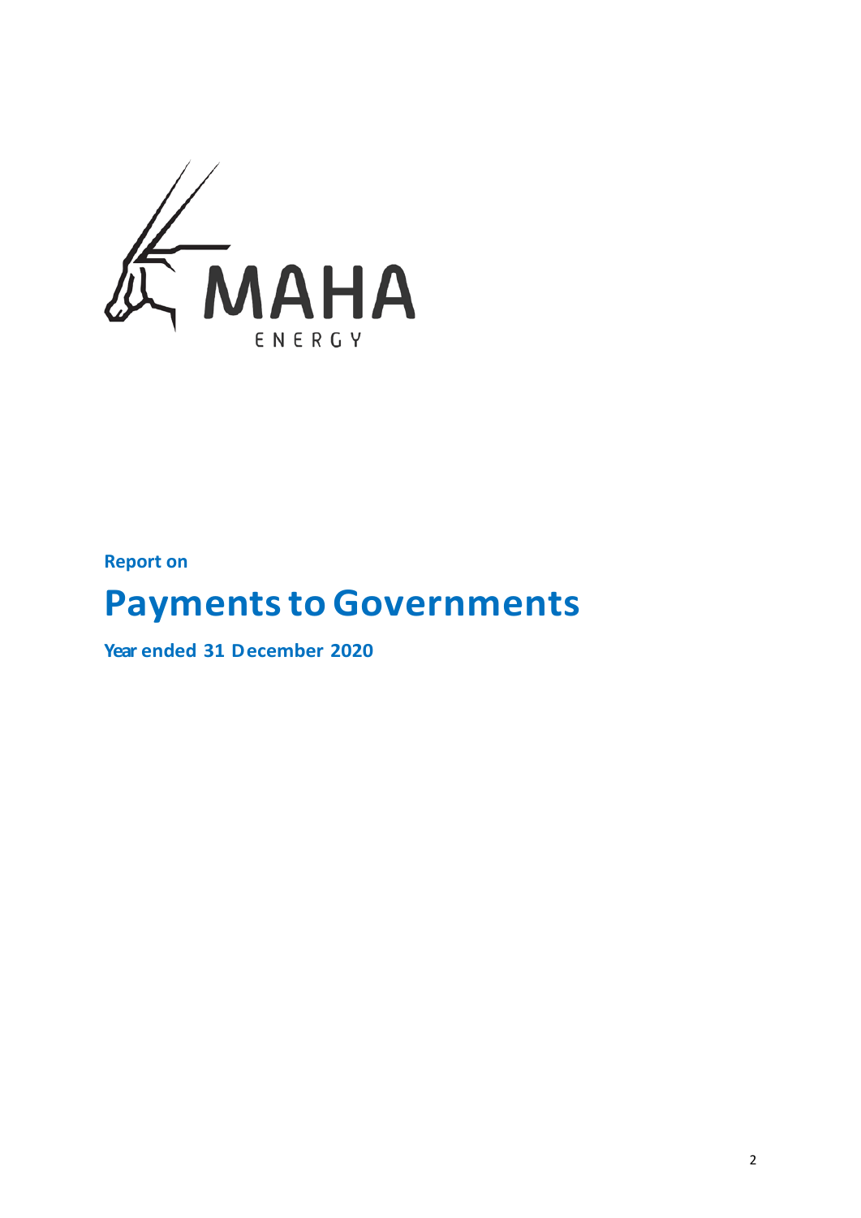MAHA ENERGY

Report on

# Payments to Governments

**Year ended 31 December 2020**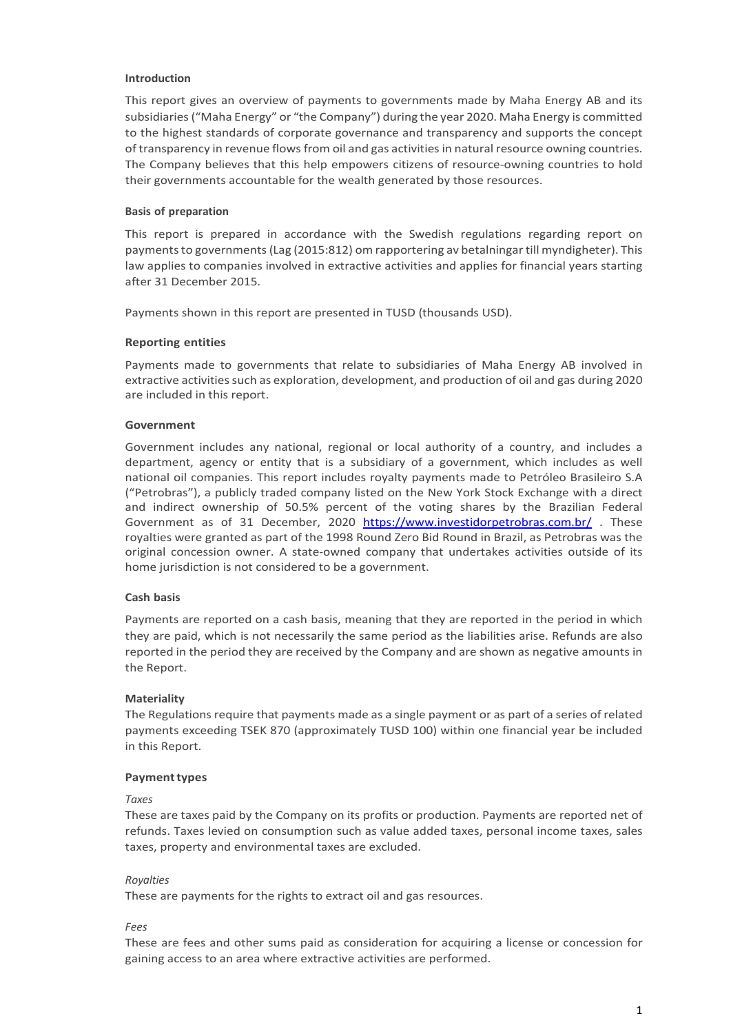### Introduction

This report gives an overview of payments to governments made by Maha Energy AB and its subsidiaries ("Maha Energy" or "the Company") during the year 2020. Maha Energy is committed to the highest standards of corporate governance and transparency and supports the concept of transparency in revenue flows from oil and gas activities in natural resource owning countries. The Company believes that this help empowers citizens of resource-owning countries to hold their governments accountable for the wealth generated by those resources.

### Basis of preparation

This report is prepared in accordance with the Swedish regulations regarding report on payments to governments (Lag (2015:812) om rapportering av betalningar till myndigheter). This law applies to companies involved in extractive activities and applies for financial years starting after 31 December 2015.

Payments shown in this report are presented in TUSD (thousands USD).

### Reporting entities

Payments made to governments that relate to subsidiaries of Maha Energy AB involved in extractive activities such as exploration, development, and production of oil and gas during 2020 are included in this report.

### Government

Government includes any national, regional or local authority of a country, and includes a department, agency or entity that is a subsidiary of a government, which includes as well national oil companies. This report includes royalty payments made to Petróleo Brasileiro S.A ("Petrobras"), a publicly traded company listed on the New York Stock Exchange with a direct and indirect ownership of 50.5% percent of the voting shares by the Brazilian Federal Government as of 31 December, 2020 https://www.investidorpetrobras.com.br/ . These royalties were granted as part of the 1998 Round Zero Bid Round in Brazil, as Petrobras was the original concession owner. A state-owned company that undertakes activities outside of its home jurisdiction is not considered to be a government.

### Cash basis

Payments are reported on a cash basis, meaning that they are reported in the period in which they are paid, which is not necessarily the same period as the liabilities arise. Refunds are also reported in the period they are received by the Company and are shown as negative amounts in the Report.

### Materiality

The Regulations require that payments made as a single payment or as part of a series of related payments exceeding TSEK 870 (approximately TUSD 100) within one financial year be included in this Report.

### Payment types

*Taxes*

These are taxes paid by the Company on its profits or production. Payments are reported net of refunds. Taxes levied on consumption such as value added taxes, personal income taxes, sales taxes, property and environmental taxes are excluded.

*Royalties*

These are payments for the rights to extract oil and gas resources.

*Fees*

These are fees and other sums paid as consideration for acquiring a license or concession for gaining access to an area where extractive activities are performed.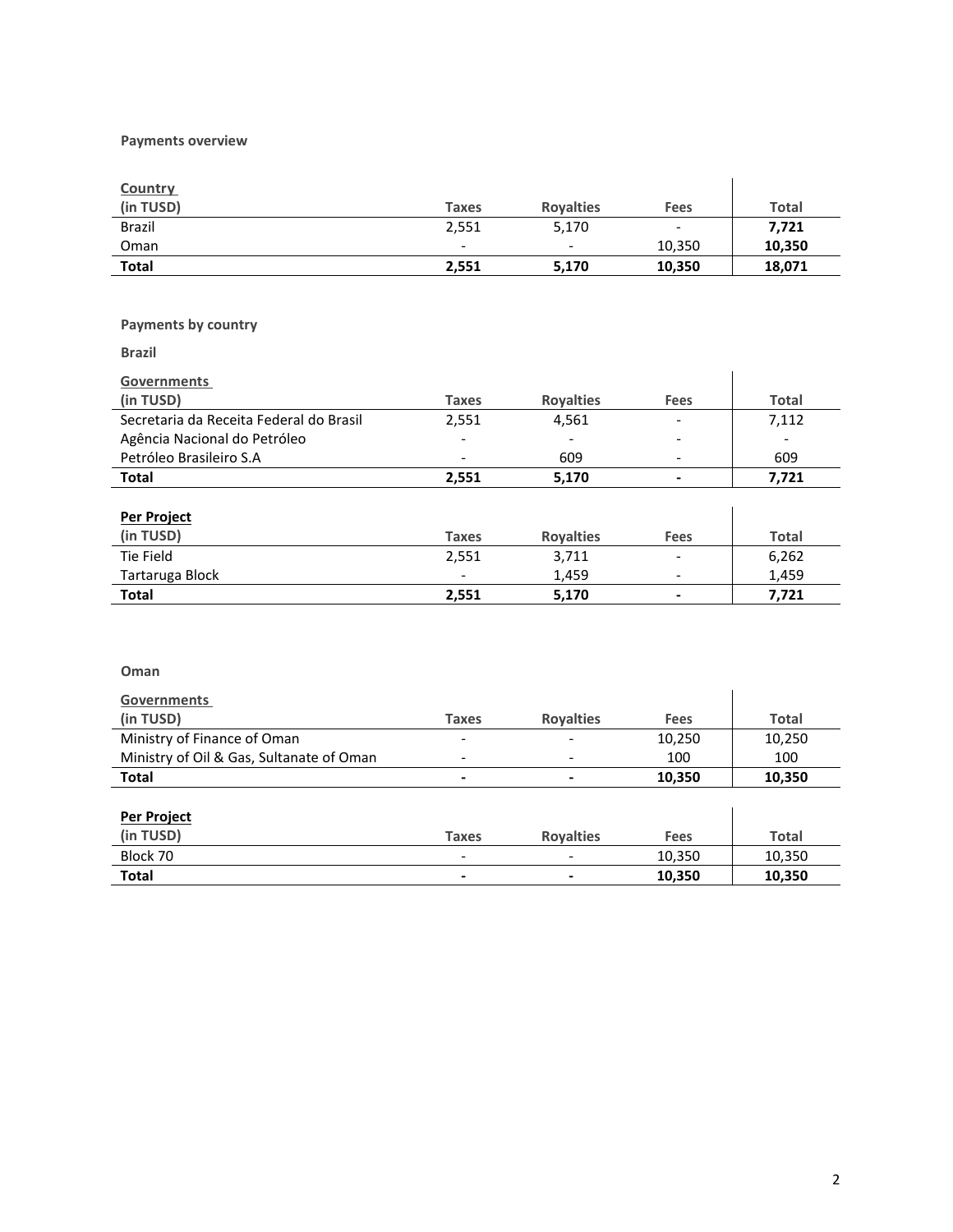**Payments overview**

| Country (in TUSD) | Taxes | Royalties | Fees | Total |
|---|---|---|---|---|
| Brazil | 2,551 | 5,170 | - | **7,721** |
| Oman | - | - | 10,350 | **10,350** |
| **Total** | **2,551** | **5,170** | **10,350** | **18,071** |

**Payments by country**

**Brazil**

| Governments (in TUSD) | Taxes | Royalties | Fees | Total |
|---|---|---|---|---|
| Secretaria da Receita Federal do Brasil | 2,551 | 4,561 | - | 7,112 |
| Agência Nacional do Petróleo | - | - | - | - |
| Petróleo Brasileiro S.A | - | 609 | - | 609 |
| **Total** | **2,551** | **5,170** | **-** | **7,721** |

| Per Project (in TUSD) | Taxes | Royalties | Fees | Total |
|---|---|---|---|---|
| Tie Field | 2,551 | 3,711 | - | 6,262 |
| Tartaruga Block | - | 1,459 | - | 1,459 |
| **Total** | **2,551** | **5,170** | **-** | **7,721** |

**Oman**

| Governments (in TUSD) | Taxes | Royalties | Fees | Total |
|---|---|---|---|---|
| Ministry of Finance of Oman | - | - | 10,250 | 10,250 |
| Ministry of Oil & Gas, Sultanate of Oman | - | - | 100 | 100 |
| **Total** | **-** | **-** | **10,350** | **10,350** |

| Per Project (in TUSD) | Taxes | Royalties | Fees | Total |
|---|---|---|---|---|
| Block 70 | - | - | 10,350 | 10,350 |
| **Total** | **-** | **-** | **10,350** | **10,350** |